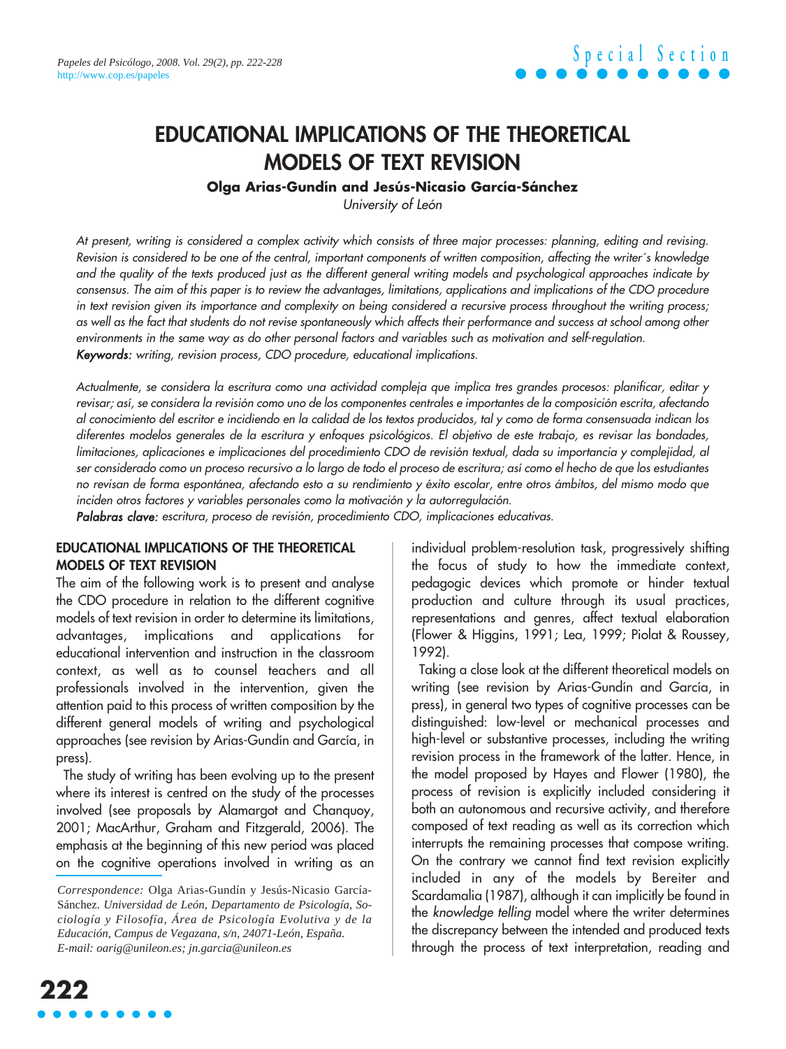# EDUCATIONAL IMPLICATIONS OF THE THEORETICAL MODELS OF TEXT REVISION

**Olga Arias-Gundín and Jesús-Nicasio García-Sánchez**

*University of León*

*At present, writing is considered a complex activity which consists of three major processes: planning, editing and revising. Revision is considered to be one of the central, important components of written composition, affecting the writer´s knowledge and the quality of the texts produced just as the different general writing models and psychological approaches indicate by consensus. The aim of this paper is to review the advantages, limitations, applications and implications of the CDO procedure in text revision given its importance and complexity on being considered a recursive process throughout the writing process; as well as the fact that students do not revise spontaneously which affects their performance and success at school among other environments in the same way as do other personal factors and variables such as motivation and self-regulation.*

***Keywords:*** *writing, revision process, CDO procedure, educational implications.*

*Actualmente, se considera la escritura como una actividad compleja que implica tres grandes procesos: planificar, editar y revisar; así, se considera la revisión como uno de los componentes centrales e importantes de la composición escrita, afectando al conocimiento del escritor e incidiendo en la calidad de los textos producidos, tal y como de forma consensuada indican los diferentes modelos generales de la escritura y enfoques psicológicos. El objetivo de este trabajo, es revisar las bondades, limitaciones, aplicaciones e implicaciones del procedimiento CDO de revisión textual, dada su importancia y complejidad, al ser considerado como un proceso recursivo a lo largo de todo el proceso de escritura; así como el hecho de que los estudiantes no revisan de forma espontánea, afectando esto a su rendimiento y éxito escolar, entre otros ámbitos, del mismo modo que inciden otros factores y variables personales como la motivación y la autorregulación.*

***Palabras clave:*** *escritura, proceso de revisión, procedimiento CDO, implicaciones educativas.*

## EDUCATIONAL IMPLICATIONS OF THE THEORETICAL MODELS OF TEXT REVISION

The aim of the following work is to present and analyse the CDO procedure in relation to the different cognitive models of text revision in order to determine its limitations, advantages, implications and applications for educational intervention and instruction in the classroom context, as well as to counsel teachers and all professionals involved in the intervention, given the attention paid to this process of written composition by the different general models of writing and psychological approaches (see revision by Arias-Gundín and García, in press).

The study of writing has been evolving up to the present where its interest is centred on the study of the processes involved (see proposals by Alamargot and Chanquoy, 2001; MacArthur, Graham and Fitzgerald, 2006). The emphasis at the beginning of this new period was placed on the cognitive operations involved in writing as an individual problem-resolution task, progressively shifting the focus of study to how the immediate context, pedagogic devices which promote or hinder textual production and culture through its usual practices, representations and genres, affect textual elaboration (Flower & Higgins, 1991; Lea, 1999; Piolat & Roussey, 1992).

Taking a close look at the different theoretical models on writing (see revision by Arias-Gundín and García, in press), in general two types of cognitive processes can be distinguished: low-level or mechanical processes and high-level or substantive processes, including the writing revision process in the framework of the latter. Hence, in the model proposed by Hayes and Flower (1980), the process of revision is explicitly included considering it both an autonomous and recursive activity, and therefore composed of text reading as well as its correction which interrupts the remaining processes that compose writing. On the contrary we cannot find text revision explicitly included in any of the models by Bereiter and Scardamalia (1987), although it can implicitly be found in the *knowledge telling* model where the writer determines the discrepancy between the intended and produced texts through the process of text interpretation, reading and

*Correspondence:* Olga Arias-Gundín y Jesús-Nicasio García-Sánchez. *Universidad de León, Departamento de Psicología, Sociología y Filosofía, Área de Psicología Evolutiva y de la Educación, Campus de Vegazana, s/n, 24071-León, España. E-mail: oarig@unileon.es; jn.garcia@unileon.es*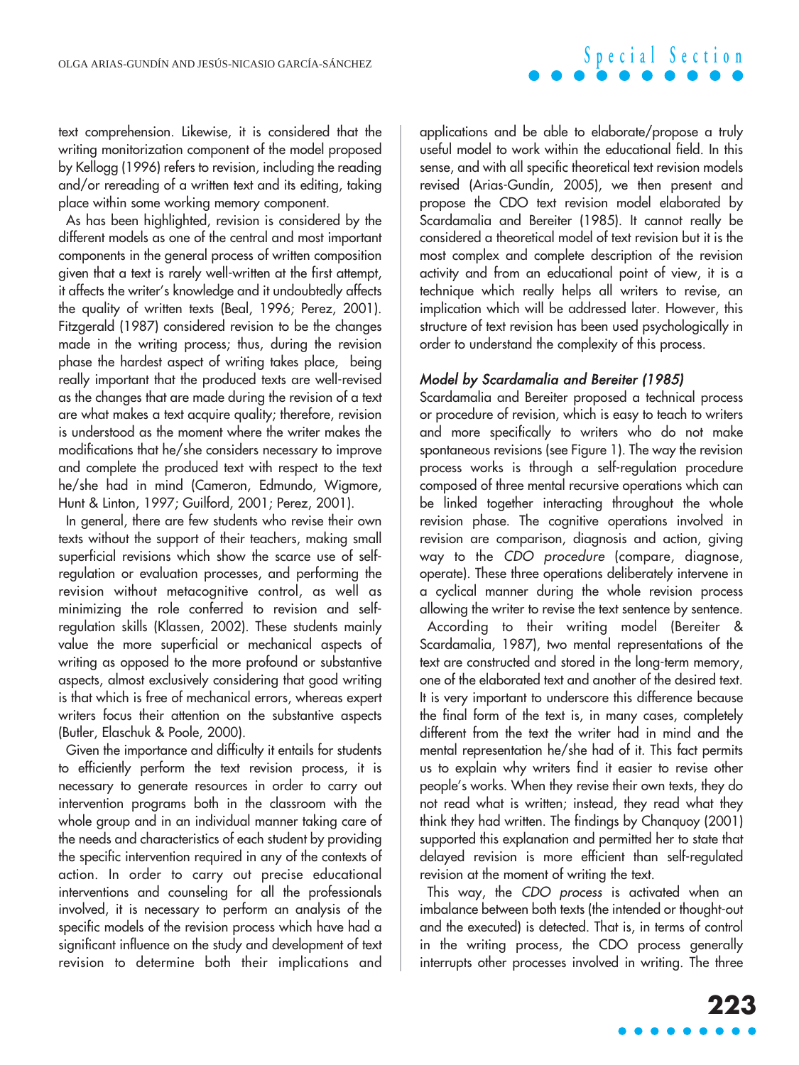text comprehension. Likewise, it is considered that the writing monitorization component of the model proposed by Kellogg (1996) refers to revision, including the reading and/or rereading of a written text and its editing, taking place within some working memory component.

As has been highlighted, revision is considered by the different models as one of the central and most important components in the general process of written composition given that a text is rarely well-written at the first attempt, it affects the writer's knowledge and it undoubtedly affects the quality of written texts (Beal, 1996; Perez, 2001). Fitzgerald (1987) considered revision to be the changes made in the writing process; thus, during the revision phase the hardest aspect of writing takes place, being really important that the produced texts are well-revised as the changes that are made during the revision of a text are what makes a text acquire quality; therefore, revision is understood as the moment where the writer makes the modifications that he/she considers necessary to improve and complete the produced text with respect to the text he/she had in mind (Cameron, Edmundo, Wigmore, Hunt & Linton, 1997; Guilford, 2001; Perez, 2001).

In general, there are few students who revise their own texts without the support of their teachers, making small superficial revisions which show the scarce use of self-regulation or evaluation processes, and performing the revision without metacognitive control, as well as minimizing the role conferred to revision and self-regulation skills (Klassen, 2002). These students mainly value the more superficial or mechanical aspects of writing as opposed to the more profound or substantive aspects, almost exclusively considering that good writing is that which is free of mechanical errors, whereas expert writers focus their attention on the substantive aspects (Butler, Elaschuk & Poole, 2000).

Given the importance and difficulty it entails for students to efficiently perform the text revision process, it is necessary to generate resources in order to carry out intervention programs both in the classroom with the whole group and in an individual manner taking care of the needs and characteristics of each student by providing the specific intervention required in any of the contexts of action. In order to carry out precise educational interventions and counseling for all the professionals involved, it is necessary to perform an analysis of the specific models of the revision process which have had a significant influence on the study and development of text revision to determine both their implications and applications and be able to elaborate/propose a truly useful model to work within the educational field. In this sense, and with all specific theoretical text revision models revised (Arias-Gundín, 2005), we then present and propose the CDO text revision model elaborated by Scardamalia and Bereiter (1985). It cannot really be considered a theoretical model of text revision but it is the most complex and complete description of the revision activity and from an educational point of view, it is a technique which really helps all writers to revise, an implication which will be addressed later. However, this structure of text revision has been used psychologically in order to understand the complexity of this process.

### *Model by Scardamalia and Bereiter (1985)*

Scardamalia and Bereiter proposed a technical process or procedure of revision, which is easy to teach to writers and more specifically to writers who do not make spontaneous revisions (see Figure 1). The way the revision process works is through a self-regulation procedure composed of three mental recursive operations which can be linked together interacting throughout the whole revision phase. The cognitive operations involved in revision are comparison, diagnosis and action, giving way to the *CDO procedure* (compare, diagnose, operate). These three operations deliberately intervene in a cyclical manner during the whole revision process allowing the writer to revise the text sentence by sentence.

According to their writing model (Bereiter & Scardamalia, 1987), two mental representations of the text are constructed and stored in the long-term memory, one of the elaborated text and another of the desired text. It is very important to underscore this difference because the final form of the text is, in many cases, completely different from the text the writer had in mind and the mental representation he/she had of it. This fact permits us to explain why writers find it easier to revise other people's works. When they revise their own texts, they do not read what is written; instead, they read what they think they had written. The findings by Chanquoy (2001) supported this explanation and permitted her to state that delayed revision is more efficient than self-regulated revision at the moment of writing the text.

This way, the *CDO process* is activated when an imbalance between both texts (the intended or thought-out and the executed) is detected. That is, in terms of control in the writing process, the CDO process generally interrupts other processes involved in writing. The three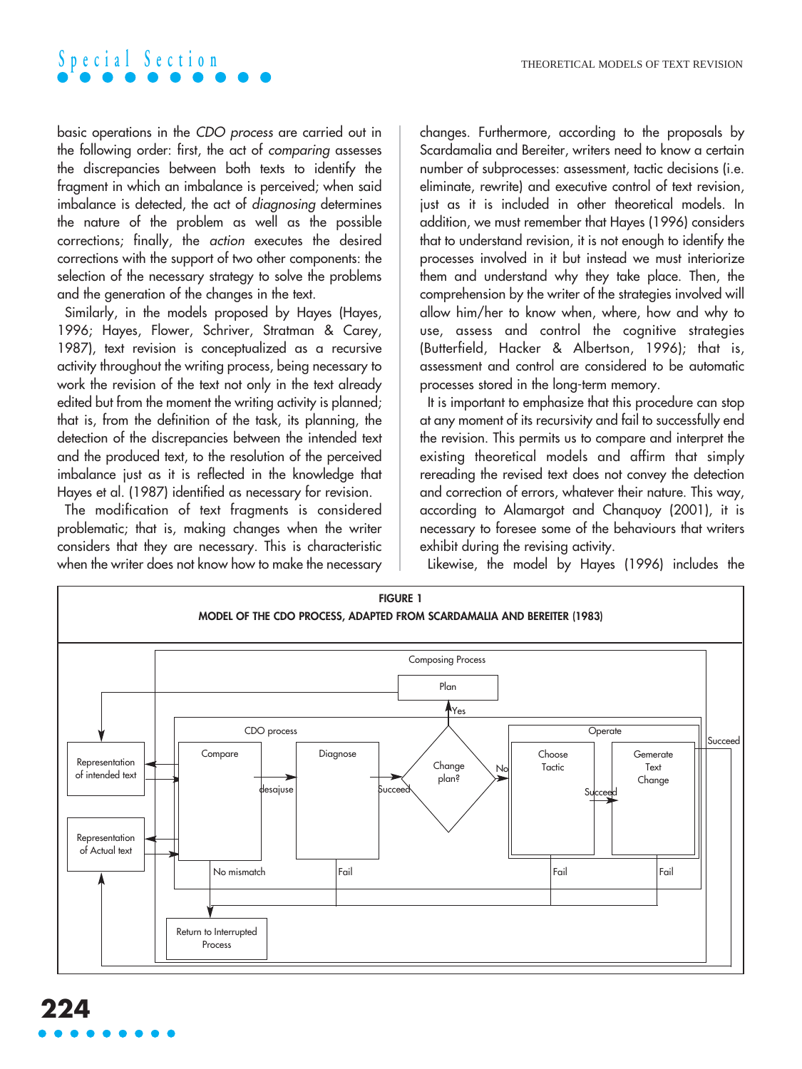basic operations in the *CDO process* are carried out in the following order: first, the act of *comparing* assesses the discrepancies between both texts to identify the fragment in which an imbalance is perceived; when said imbalance is detected, the act of *diagnosing* determines the nature of the problem as well as the possible corrections; finally, the *action* executes the desired corrections with the support of two other components: the selection of the necessary strategy to solve the problems and the generation of the changes in the text.

Similarly, in the models proposed by Hayes (Hayes, 1996; Hayes, Flower, Schriver, Stratman & Carey, 1987), text revision is conceptualized as a recursive activity throughout the writing process, being necessary to work the revision of the text not only in the text already edited but from the moment the writing activity is planned; that is, from the definition of the task, its planning, the detection of the discrepancies between the intended text and the produced text, to the resolution of the perceived imbalance just as it is reflected in the knowledge that Hayes et al. (1987) identified as necessary for revision.

The modification of text fragments is considered problematic; that is, making changes when the writer considers that they are necessary. This is characteristic when the writer does not know how to make the necessary changes. Furthermore, according to the proposals by Scardamalia and Bereiter, writers need to know a certain number of subprocesses: assessment, tactic decisions (i.e. eliminate, rewrite) and executive control of text revision, just as it is included in other theoretical models. In addition, we must remember that Hayes (1996) considers that to understand revision, it is not enough to identify the processes involved in it but instead we must interiorize them and understand why they take place. Then, the comprehension by the writer of the strategies involved will allow him/her to know when, where, how and why to use, assess and control the cognitive strategies (Butterfield, Hacker & Albertson, 1996); that is, assessment and control are considered to be automatic processes stored in the long-term memory.

It is important to emphasize that this procedure can stop at any moment of its recursivity and fail to successfully end the revision. This permits us to compare and interpret the existing theoretical models and affirm that simply rereading the revised text does not convey the detection and correction of errors, whatever their nature. This way, according to Alamargot and Chanquoy (2001), it is necessary to foresee some of the behaviours that writers exhibit during the revising activity.

Likewise, the model by Hayes (1996) includes the

**FIGURE 1**
**MODEL OF THE CDO PROCESS, ADAPTED FROM SCARDAMALIA AND BEREITER (1983)**

Composing Process; Plan; Yes; CDO process; Operate; Succeed; Representation of intended text; Compare; Diagnose; Change plan?; No; Choose Tactic; Generate Text Change; desajuse; Succeed; Succeed; Representation of Actual text; No mismatch; Fail; Fail; Fail; Return to Interrupted Process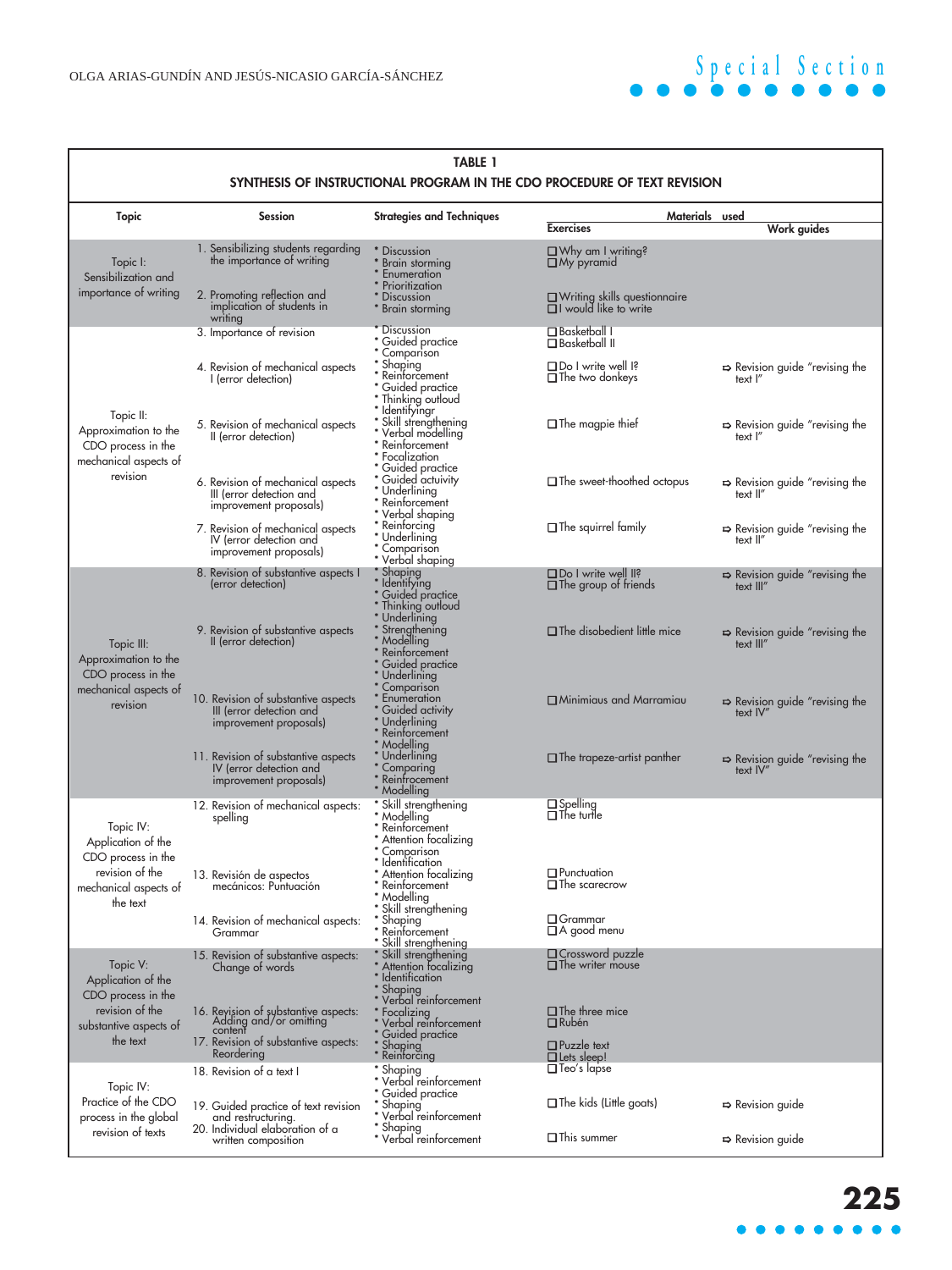**TABLE 1**

**SYNTHESIS OF INSTRUCTIONAL PROGRAM IN THE CDO PROCEDURE OF TEXT REVISION**

| Topic | Session | Strategies and Techniques | Materials used: Exercises | Materials used: Work guides |
|---|---|---|---|---|
| Topic I: Sensibilization and importance of writing | 1. Sensibilizing students regarding the importance of writing | * Discussion * Brain storming * Enumeration * Prioritization | ❑ Why am I writing? ❑ My pyramid | |
| | 2. Promoting reflection and implication of students in writing | * Discussion * Brain storming | ❑ Writing skills questionnaire ❑ I would like to write | |
| Topic II: Approximation to the CDO process in the mechanical aspects of revision | 3. Importance of revision | * Discussion * Guided practice * Comparison | ❑ Basketball I ❑ Basketball II | |
| | 4. Revision of mechanical aspects I (error detection) | * Shaping * Reinforcement * Guided practice * Thinking outloud * Identifyingr | ❑ Do I write well I? ❑ The two donkeys | ➩ Revision guide "revising the text I" |
| | 5. Revision of mechanical aspects II (error detection) | * Skill strengthening * Verbal modelling * Reinforcement * Focalization * Guided practice | ❑ The magpie thief | ➩ Revision guide "revising the text I" |
| | 6. Revision of mechanical aspects III (error detection and improvement proposals) | * Guided activity * Underlining * Reinforcement * Verbal shaping | ❑ The sweet-thoothed octopus | ➩ Revision guide "revising the text II" |
| | 7. Revision of mechanical aspects IV (error detection and improvement proposals) | * Reinforcing * Underlining * Comparison * Verbal shaping | ❑ The squirrel family | ➩ Revision guide "revising the text II" |
| Topic III: Approximation to the CDO process in the mechanical aspects of revision | 8. Revision of substantive aspects I (error detection) | * Shaping * Identifying * Guided practice * Thinking outloud * Underlining | ❑ Do I write well II? ❑ The group of friends | ➩ Revision guide "revising the text III" |
| | 9. Revision of substantive aspects II (error detection) | * Strengthening * Modelling * Reinforcement * Guided practice * Underlining * Comparison | ❑ The disobedient little mice | ➩ Revision guide "revising the text III" |
| | 10. Revision of substantive aspects III (error detection and improvement proposals) | * Enumeration * Guided activity * Underlining * Reinforcement * Modelling | ❑ Minimiaus and Marramiau | ➩ Revision guide "revising the text IV" |
| | 11. Revision of substantive aspects IV (error detection and improvement proposals) | * Underlining * Comparing * Reinforcement * Modelling | ❑ The trapeze-artist panther | ➩ Revision guide "revising the text IV" |
| Topic IV: Application of the CDO process in the revision of the mechanical aspects of the text | 12. Revision of mechanical aspects: spelling | * Skill strengthening * Modelling * Reinforcement * Attention focalizing * Comparison * Identification | ❑ Spelling ❑ The turtle | |
| | 13. Revisión de aspectos mecánicos: Puntuación | * Attention focalizing * Reinforcement * Modelling * Skill strengthening | ❑ Punctuation ❑ The scarecrow | |
| | 14. Revision of mechanical aspects: Grammar | * Shaping * Reinforcement * Skill strengthening | ❑ Grammar ❑ A good menu | |
| Topic V: Application of the CDO process in the revision of the substantive aspects of the text | 15. Revision of substantive aspects: Change of words | * Skill strengthening * Attention focalizing * Identification * Shaping * Verbal reinforcement | ❑ Crossword puzzle ❑ The writer mouse | |
| | 16. Revision of substantive aspects: Adding and/or omitting content | * Focalizing * Verbal reinforcement * Guided practice | ❑ The three mice ❑ Rubén | |
| | 17. Revision of substantive aspects: Reordering | * Shaping * Reinforcing | ❑ Puzzle text ❑ Lets sleep! | |
| Topic IV: Practice of the CDO process in the global revision of texts | 18. Revision of a text I | * Shaping * Verbal reinforcement * Guided practice | ❑ Teo's lapse | |
| | 19. Guided practice of text revision and restructuring. | * Shaping * Verbal reinforcement | ❑ The kids (Little goats) | ➩ Revision guide |
| | 20. Individual elaboration of a written composition | * Shaping * Verbal reinforcement | ❑ This summer | ➩ Revision guide |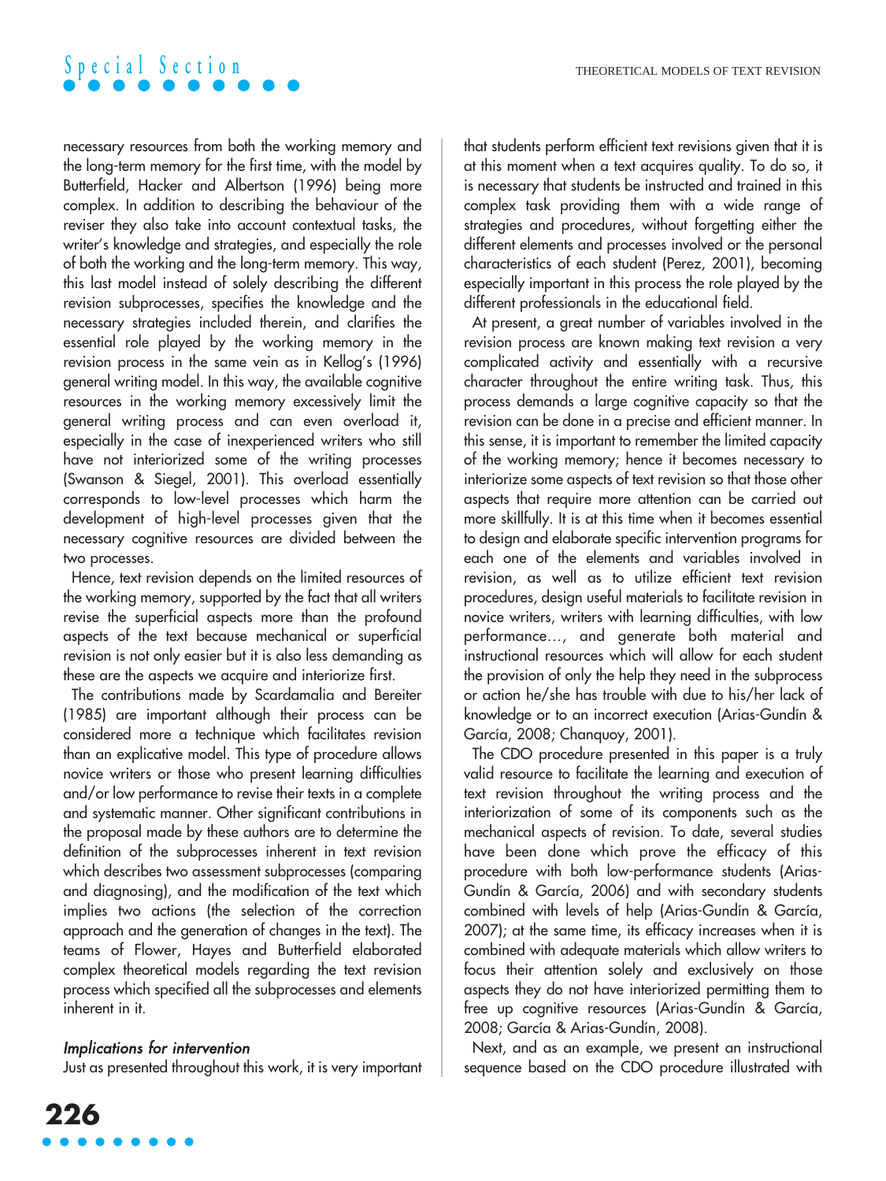necessary resources from both the working memory and the long-term memory for the first time, with the model by Butterfield, Hacker and Albertson (1996) being more complex. In addition to describing the behaviour of the reviser they also take into account contextual tasks, the writer's knowledge and strategies, and especially the role of both the working and the long-term memory. This way, this last model instead of solely describing the different revision subprocesses, specifies the knowledge and the necessary strategies included therein, and clarifies the essential role played by the working memory in the revision process in the same vein as in Kellog's (1996) general writing model. In this way, the available cognitive resources in the working memory excessively limit the general writing process and can even overload it, especially in the case of inexperienced writers who still have not interiorized some of the writing processes (Swanson & Siegel, 2001). This overload essentially corresponds to low-level processes which harm the development of high-level processes given that the necessary cognitive resources are divided between the two processes.

Hence, text revision depends on the limited resources of the working memory, supported by the fact that all writers revise the superficial aspects more than the profound aspects of the text because mechanical or superficial revision is not only easier but it is also less demanding as these are the aspects we acquire and interiorize first.

The contributions made by Scardamalia and Bereiter (1985) are important although their process can be considered more a technique which facilitates revision than an explicative model. This type of procedure allows novice writers or those who present learning difficulties and/or low performance to revise their texts in a complete and systematic manner. Other significant contributions in the proposal made by these authors are to determine the definition of the subprocesses inherent in text revision which describes two assessment subprocesses (comparing and diagnosing), and the modification of the text which implies two actions (the selection of the correction approach and the generation of changes in the text). The teams of Flower, Hayes and Butterfield elaborated complex theoretical models regarding the text revision process which specified all the subprocesses and elements inherent in it.

### *Implications for intervention*

Just as presented throughout this work, it is very important that students perform efficient text revisions given that it is at this moment when a text acquires quality. To do so, it is necessary that students be instructed and trained in this complex task providing them with a wide range of strategies and procedures, without forgetting either the different elements and processes involved or the personal characteristics of each student (Perez, 2001), becoming especially important in this process the role played by the different professionals in the educational field.

At present, a great number of variables involved in the revision process are known making text revision a very complicated activity and essentially with a recursive character throughout the entire writing task. Thus, this process demands a large cognitive capacity so that the revision can be done in a precise and efficient manner. In this sense, it is important to remember the limited capacity of the working memory; hence it becomes necessary to interiorize some aspects of text revision so that those other aspects that require more attention can be carried out more skillfully. It is at this time when it becomes essential to design and elaborate specific intervention programs for each one of the elements and variables involved in revision, as well as to utilize efficient text revision procedures, design useful materials to facilitate revision in novice writers, writers with learning difficulties, with low performance…, and generate both material and instructional resources which will allow for each student the provision of only the help they need in the subprocess or action he/she has trouble with due to his/her lack of knowledge or to an incorrect execution (Arias-Gundín & García, 2008; Chanquoy, 2001).

The CDO procedure presented in this paper is a truly valid resource to facilitate the learning and execution of text revision throughout the writing process and the interiorization of some of its components such as the mechanical aspects of revision. To date, several studies have been done which prove the efficacy of this procedure with both low-performance students (Arias-Gundín & García, 2006) and with secondary students combined with levels of help (Arias-Gundín & García, 2007); at the same time, its efficacy increases when it is combined with adequate materials which allow writers to focus their attention solely and exclusively on those aspects they do not have interiorized permitting them to free up cognitive resources (Arias-Gundín & García, 2008; García & Arias-Gundín, 2008).

Next, and as an example, we present an instructional sequence based on the CDO procedure illustrated with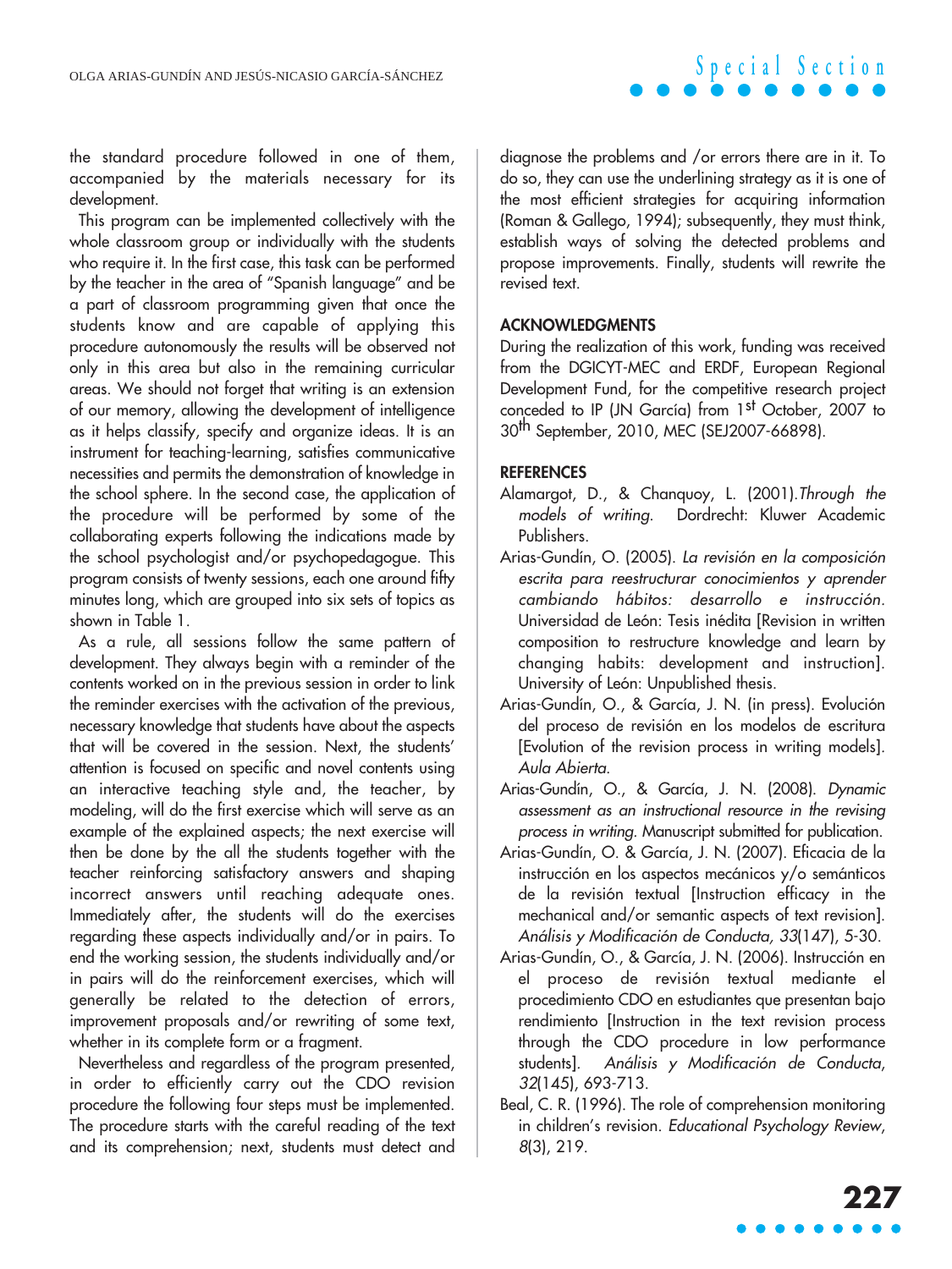the standard procedure followed in one of them, accompanied by the materials necessary for its development.

This program can be implemented collectively with the whole classroom group or individually with the students who require it. In the first case, this task can be performed by the teacher in the area of "Spanish language" and be a part of classroom programming given that once the students know and are capable of applying this procedure autonomously the results will be observed not only in this area but also in the remaining curricular areas. We should not forget that writing is an extension of our memory, allowing the development of intelligence as it helps classify, specify and organize ideas. It is an instrument for teaching-learning, satisfies communicative necessities and permits the demonstration of knowledge in the school sphere. In the second case, the application of the procedure will be performed by some of the collaborating experts following the indications made by the school psychologist and/or psychopedagogue. This program consists of twenty sessions, each one around fifty minutes long, which are grouped into six sets of topics as shown in Table 1.

As a rule, all sessions follow the same pattern of development. They always begin with a reminder of the contents worked on in the previous session in order to link the reminder exercises with the activation of the previous, necessary knowledge that students have about the aspects that will be covered in the session. Next, the students' attention is focused on specific and novel contents using an interactive teaching style and, the teacher, by modeling, will do the first exercise which will serve as an example of the explained aspects; the next exercise will then be done by the all the students together with the teacher reinforcing satisfactory answers and shaping incorrect answers until reaching adequate ones. Immediately after, the students will do the exercises regarding these aspects individually and/or in pairs. To end the working session, the students individually and/or in pairs will do the reinforcement exercises, which will generally be related to the detection of errors, improvement proposals and/or rewriting of some text, whether in its complete form or a fragment.

Nevertheless and regardless of the program presented, in order to efficiently carry out the CDO revision procedure the following four steps must be implemented. The procedure starts with the careful reading of the text and its comprehension; next, students must detect and diagnose the problems and /or errors there are in it. To do so, they can use the underlining strategy as it is one of the most efficient strategies for acquiring information (Roman & Gallego, 1994); subsequently, they must think, establish ways of solving the detected problems and propose improvements. Finally, students will rewrite the revised text.

## ACKNOWLEDGMENTS

During the realization of this work, funding was received from the DGICYT-MEC and ERDF, European Regional Development Fund, for the competitive research project conceded to IP (JN García) from 1st October, 2007 to 30th September, 2010, MEC (SEJ2007-66898).

## REFERENCES

Alamargot, D., & Chanquoy, L. (2001). *Through the models of writing*. Dordrecht: Kluwer Academic Publishers.

Arias-Gundín, O. (2005). *La revisión en la composición escrita para reestructurar conocimientos y aprender cambiando hábitos: desarrollo e instrucción*. Universidad de León: Tesis inédita [Revision in written composition to restructure knowledge and learn by changing habits: development and instruction]. University of León: Unpublished thesis.

Arias-Gundín, O., & García, J. N. (in press). Evolución del proceso de revisión en los modelos de escritura [Evolution of the revision process in writing models]. *Aula Abierta*.

Arias-Gundín, O., & García, J. N. (2008). *Dynamic assessment as an instructional resource in the revising process in writing.* Manuscript submitted for publication.

Arias-Gundín, O. & García, J. N. (2007). Eficacia de la instrucción en los aspectos mecánicos y/o semánticos de la revisión textual [Instruction efficacy in the mechanical and/or semantic aspects of text revision]. *Análisis y Modificación de Conducta, 33*(147), 5-30.

Arias-Gundín, O., & García, J. N. (2006). Instrucción en el proceso de revisión textual mediante el procedimiento CDO en estudiantes que presentan bajo rendimiento [Instruction in the text revision process through the CDO procedure in low performance students]. *Análisis y Modificación de Conducta, 32*(145), 693-713.

Beal, C. R. (1996). The role of comprehension monitoring in children's revision. *Educational Psychology Review, 8*(3), 219.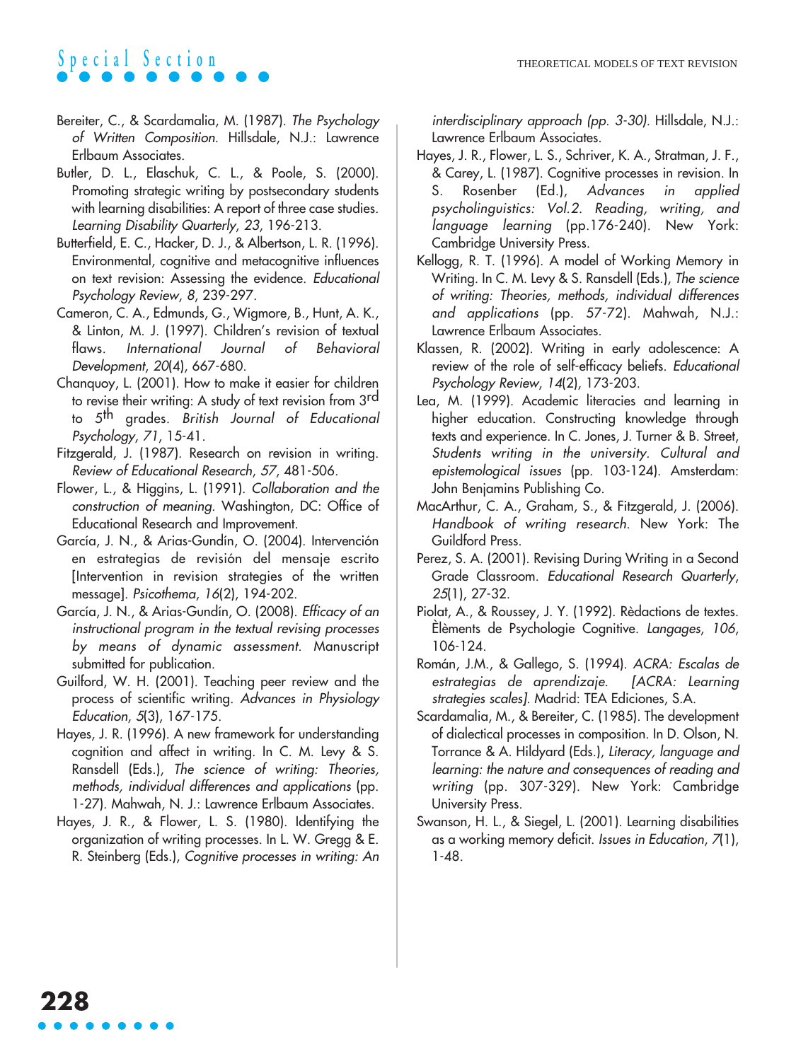Bereiter, C., & Scardamalia, M. (1987). *The Psychology of Written Composition.* Hillsdale, N.J.: Lawrence Erlbaum Associates.

Butler, D. L., Elaschuk, C. L., & Poole, S. (2000). Promoting strategic writing by postsecondary students with learning disabilities: A report of three case studies. *Learning Disability Quarterly*, *23*, 196-213.

Butterfield, E. C., Hacker, D. J., & Albertson, L. R. (1996). Environmental, cognitive and metacognitive influences on text revision: Assessing the evidence. *Educational Psychology Review*, *8*, 239-297.

Cameron, C. A., Edmunds, G., Wigmore, B., Hunt, A. K., & Linton, M. J. (1997). Children's revision of textual flaws. *International Journal of Behavioral Development*, *20*(4), 667-680.

Chanquoy, L. (2001). How to make it easier for children to revise their writing: A study of text revision from 3rd to 5th grades. *British Journal of Educational Psychology*, *71*, 15-41.

Fitzgerald, J. (1987). Research on revision in writing. *Review of Educational Research*, *57*, 481-506.

Flower, L., & Higgins, L. (1991). *Collaboration and the construction of meaning.* Washington, DC: Office of Educational Research and Improvement.

García, J. N., & Arias-Gundín, O. (2004). Intervención en estrategias de revisión del mensaje escrito [Intervention in revision strategies of the written message]. *Psicothema*, *16*(2), 194-202.

García, J. N., & Arias-Gundín, O. (2008). *Efficacy of an instructional program in the textual revising processes by means of dynamic assessment.* Manuscript submitted for publication.

Guilford, W. H. (2001). Teaching peer review and the process of scientific writing. *Advances in Physiology Education*, *5*(3), 167-175.

Hayes, J. R. (1996). A new framework for understanding cognition and affect in writing. In C. M. Levy & S. Ransdell (Eds.), *The science of writing: Theories, methods, individual differences and applications* (pp. 1-27). Mahwah, N. J.: Lawrence Erlbaum Associates.

Hayes, J. R., & Flower, L. S. (1980). Identifying the organization of writing processes. In L. W. Gregg & E. R. Steinberg (Eds.), *Cognitive processes in writing: An interdisciplinary approach (pp. 3-30).* Hillsdale, N.J.: Lawrence Erlbaum Associates.

Hayes, J. R., Flower, L. S., Schriver, K. A., Stratman, J. F., & Carey, L. (1987). Cognitive processes in revision. In S. Rosenber (Ed.), *Advances in applied psycholinguistics: Vol.2. Reading, writing, and language learning* (pp.176-240). New York: Cambridge University Press.

Kellogg, R. T. (1996). A model of Working Memory in Writing. In C. M. Levy & S. Ransdell (Eds.), *The science of writing: Theories, methods, individual differences and applications* (pp. 57-72). Mahwah, N.J.: Lawrence Erlbaum Associates.

Klassen, R. (2002). Writing in early adolescence: A review of the role of self-efficacy beliefs. *Educational Psychology Review*, *14*(2), 173-203.

Lea, M. (1999). Academic literacies and learning in higher education. Constructing knowledge through texts and experience. In C. Jones, J. Turner & B. Street, *Students writing in the university. Cultural and epistemological issues* (pp. 103-124). Amsterdam: John Benjamins Publishing Co.

MacArthur, C. A., Graham, S., & Fitzgerald, J. (2006). *Handbook of writing research.* New York: The Guildford Press.

Perez, S. A. (2001). Revising During Writing in a Second Grade Classroom. *Educational Research Quarterly*, *25*(1), 27-32.

Piolat, A., & Roussey, J. Y. (1992). Rèdactions de textes. Èlèments de Psychologie Cognitive. *Langages*, *106*, 106-124.

Román, J.M., & Gallego, S. (1994). *ACRA: Escalas de estrategias de aprendizaje. [ACRA: Learning strategies scales].* Madrid: TEA Ediciones, S.A.

Scardamalia, M., & Bereiter, C. (1985). The development of dialectical processes in composition. In D. Olson, N. Torrance & A. Hildyard (Eds.), *Literacy, language and learning: the nature and consequences of reading and writing* (pp. 307-329). New York: Cambridge University Press.

Swanson, H. L., & Siegel, L. (2001). Learning disabilities as a working memory deficit. *Issues in Education*, *7*(1), 1-48.